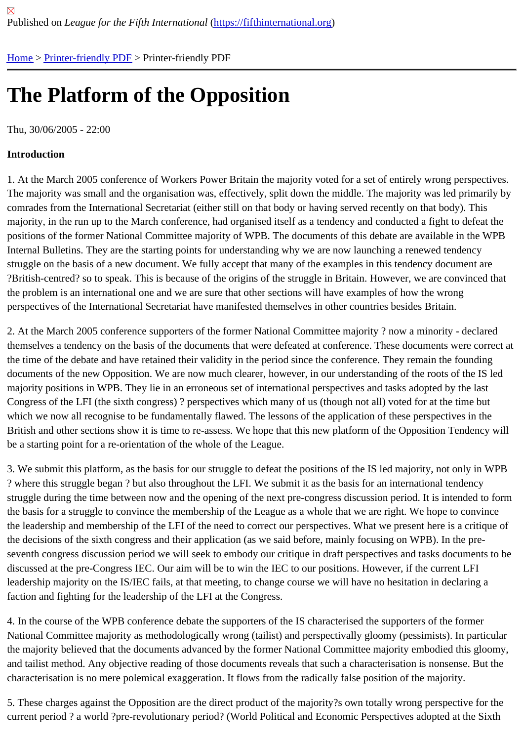Published on *League for the Fifth International* (https://fifthinternational.org)

Home > Printer-friendly PDF > Printer-friendly PDF

# The Platform of the Opposition

Thu, 30/06/2005 - 22:00

**Introduction**

1. At the March 2005 conference of Workers Power Britain the majority voted for a set of entirely wrong perspectives. The majority was small and the organisation was, effectively, split down the middle. The majority was led primarily by comrades from the International Secretariat (either still on that body or having served recently on that body). This majority, in the run up to the March conference, had organised itself as a tendency and conducted a fight to defeat the positions of the former National Committee majority of WPB. The documents of this debate are available in the WPB Internal Bulletins. They are the starting points for understanding why we are now launching a renewed tendency struggle on the basis of a new document. We fully accept that many of the examples in this tendency document are ?British-centred? so to speak. This is because of the origins of the struggle in Britain. However, we are convinced that the problem is an international one and we are sure that other sections will have examples of how the wrong perspectives of the International Secretariat have manifested themselves in other countries besides Britain.

2. At the March 2005 conference supporters of the former National Committee majority ? now a minority - declared themselves a tendency on the basis of the documents that were defeated at conference. These documents were correct at the time of the debate and have retained their validity in the period since the conference. They remain the founding documents of the new Opposition. We are now much clearer, however, in our understanding of the roots of the IS led majority positions in WPB. They lie in an erroneous set of international perspectives and tasks adopted by the last Congress of the LFI (the sixth congress) ? perspectives which many of us (though not all) voted for at the time but which we now all recognise to be fundamentally flawed. The lessons of the application of these perspectives in the British and other sections show it is time to re-assess. We hope that this new platform of the Opposition Tendency will be a starting point for a re-orientation of the whole of the League.

3. We submit this platform, as the basis for our struggle to defeat the positions of the IS led majority, not only in WPB ? where this struggle began ? but also throughout the LFI. We submit it as the basis for an international tendency struggle during the time between now and the opening of the next pre-congress discussion period. It is intended to form the basis for a struggle to convince the membership of the League as a whole that we are right. We hope to convince the leadership and membership of the LFI of the need to correct our perspectives. What we present here is a critique of the decisions of the sixth congress and their application (as we said before, mainly focusing on WPB). In the pre-seventh congress discussion period we will seek to embody our critique in draft perspectives and tasks documents to be discussed at the pre-Congress IEC. Our aim will be to win the IEC to our positions. However, if the current LFI leadership majority on the IS/IEC fails, at that meeting, to change course we will have no hesitation in declaring a faction and fighting for the leadership of the LFI at the Congress.

4. In the course of the WPB conference debate the supporters of the IS characterised the supporters of the former National Committee majority as methodologically wrong (tailist) and perspectivally gloomy (pessimists). In particular the majority believed that the documents advanced by the former National Committee majority embodied this gloomy, and tailist method. Any objective reading of those documents reveals that such a characterisation is nonsense. But the characterisation is no mere polemical exaggeration. It flows from the radically false position of the majority.

5. These charges against the Opposition are the direct product of the majority?s own totally wrong perspective for the current period ? a world ?pre-revolutionary period? (World Political and Economic Perspectives adopted at the Sixth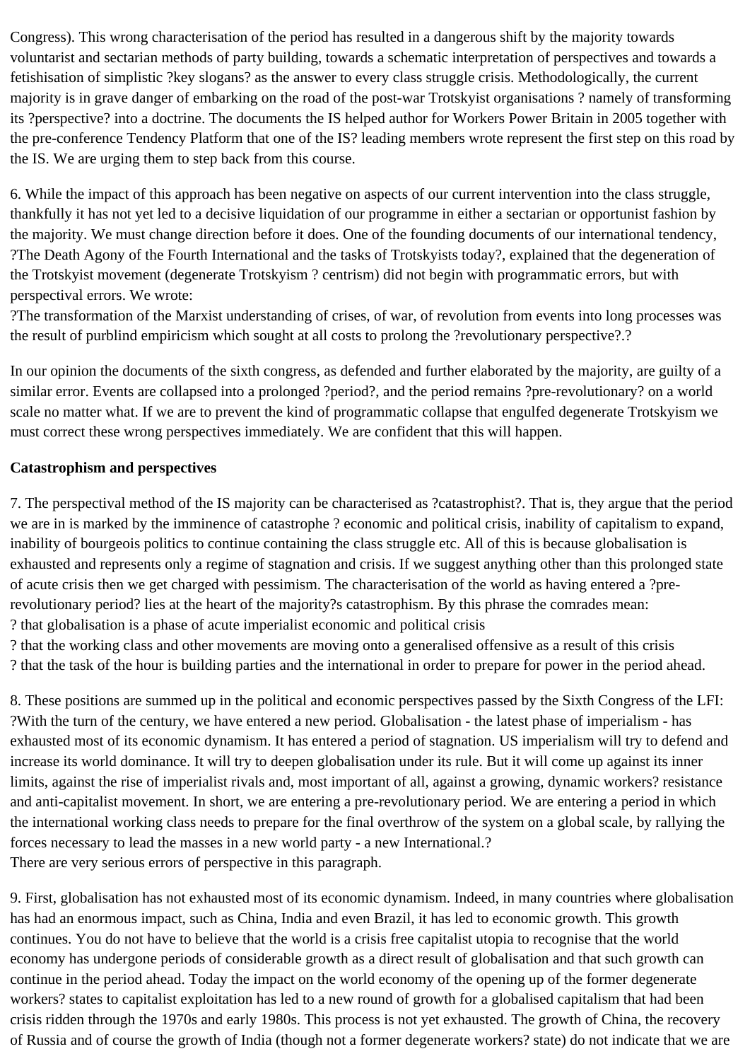Congress). This wrong characterisation of the period has resulted in a dangerous shift by the majority towards voluntarist and sectarian methods of party building, towards a schematic interpretation of perspectives and towards a fetishisation of simplistic ?key slogans? as the answer to every class struggle crisis. Methodologically, the current majority is in grave danger of embarking on the road of the post-war Trotskyist organisations ? namely of transforming its ?perspective? into a doctrine. The documents the IS helped author for Workers Power Britain in 2005 together with the pre-conference Tendency Platform that one of the IS? leading members wrote represent the first step on this road by the IS. We are urging them to step back from this course.

6. While the impact of this approach has been negative on aspects of our current intervention into the class struggle, thankfully it has not yet led to a decisive liquidation of our programme in either a sectarian or opportunist fashion by the majority. We must change direction before it does. One of the founding documents of our international tendency, ?The Death Agony of the Fourth International and the tasks of Trotskyists today?, explained that the degeneration of the Trotskyist movement (degenerate Trotskyism ? centrism) did not begin with programmatic errors, but with perspectival errors. We wrote:
?The transformation of the Marxist understanding of crises, of war, of revolution from events into long processes was the result of purblind empiricism which sought at all costs to prolong the ?revolutionary perspective?.?

In our opinion the documents of the sixth congress, as defended and further elaborated by the majority, are guilty of a similar error. Events are collapsed into a prolonged ?period?, and the period remains ?pre-revolutionary? on a world scale no matter what. If we are to prevent the kind of programmatic collapse that engulfed degenerate Trotskyism we must correct these wrong perspectives immediately. We are confident that this will happen.

**Catastrophism and perspectives**

7. The perspectival method of the IS majority can be characterised as ?catastrophist?. That is, they argue that the period we are in is marked by the imminence of catastrophe ? economic and political crisis, inability of capitalism to expand, inability of bourgeois politics to continue containing the class struggle etc. All of this is because globalisation is exhausted and represents only a regime of stagnation and crisis. If we suggest anything other than this prolonged state of acute crisis then we get charged with pessimism. The characterisation of the world as having entered a ?pre-revolutionary period? lies at the heart of the majority?s catastrophism. By this phrase the comrades mean:
? that globalisation is a phase of acute imperialist economic and political crisis
? that the working class and other movements are moving onto a generalised offensive as a result of this crisis
? that the task of the hour is building parties and the international in order to prepare for power in the period ahead.

8. These positions are summed up in the political and economic perspectives passed by the Sixth Congress of the LFI:
?With the turn of the century, we have entered a new period. Globalisation - the latest phase of imperialism - has exhausted most of its economic dynamism. It has entered a period of stagnation. US imperialism will try to defend and increase its world dominance. It will try to deepen globalisation under its rule. But it will come up against its inner limits, against the rise of imperialist rivals and, most important of all, against a growing, dynamic workers? resistance and anti-capitalist movement. In short, we are entering a pre-revolutionary period. We are entering a period in which the international working class needs to prepare for the final overthrow of the system on a global scale, by rallying the forces necessary to lead the masses in a new world party - a new International.?
There are very serious errors of perspective in this paragraph.

9. First, globalisation has not exhausted most of its economic dynamism. Indeed, in many countries where globalisation has had an enormous impact, such as China, India and even Brazil, it has led to economic growth. This growth continues. You do not have to believe that the world is a crisis free capitalist utopia to recognise that the world economy has undergone periods of considerable growth as a direct result of globalisation and that such growth can continue in the period ahead. Today the impact on the world economy of the opening up of the former degenerate workers? states to capitalist exploitation has led to a new round of growth for a globalised capitalism that had been crisis ridden through the 1970s and early 1980s. This process is not yet exhausted. The growth of China, the recovery of Russia and of course the growth of India (though not a former degenerate workers? state) do not indicate that we are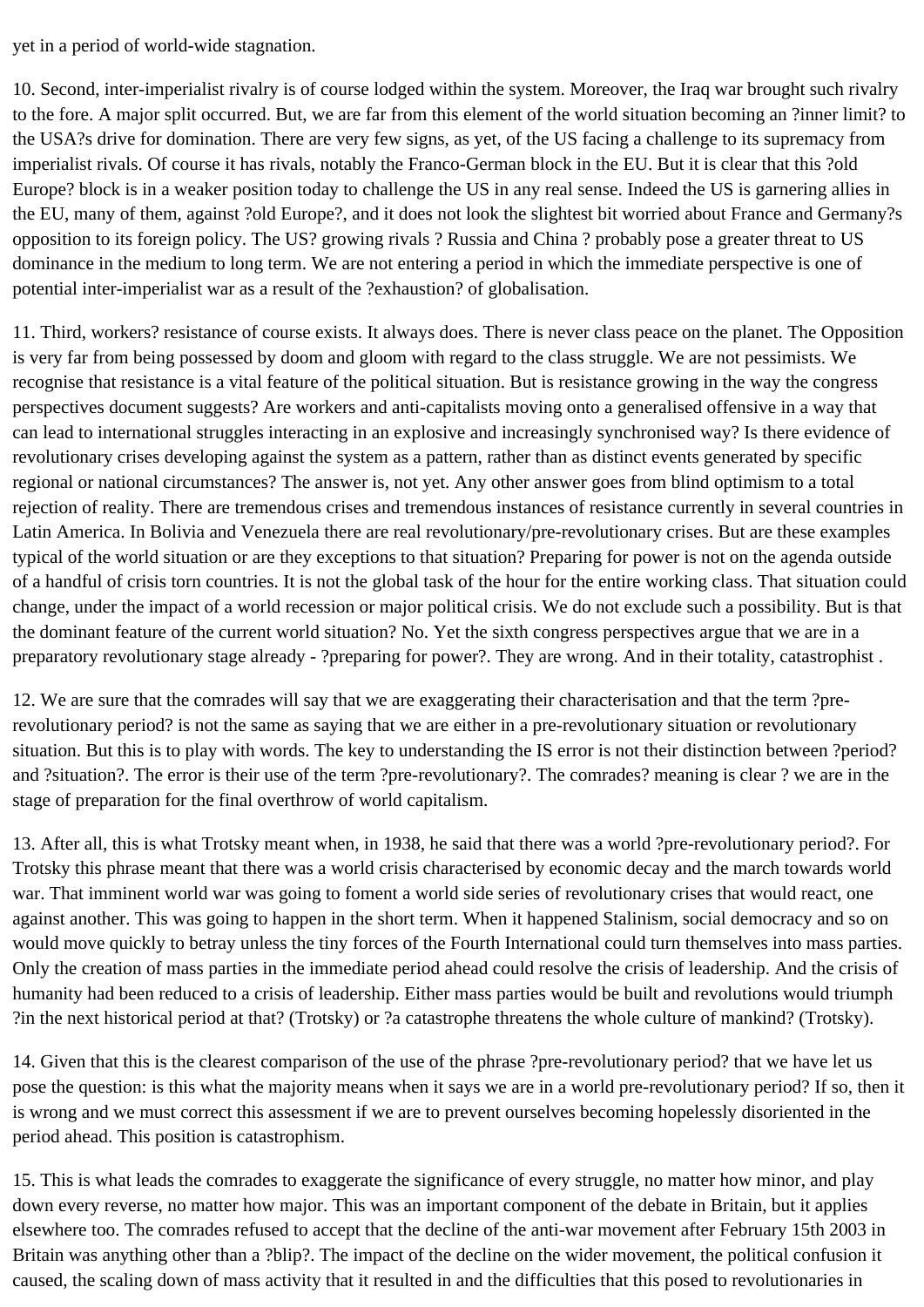yet in a period of world-wide stagnation.

10. Second, inter-imperialist rivalry is of course lodged within the system. Moreover, the Iraq war brought such rivalry to the fore. A major split occurred. But, we are far from this element of the world situation becoming an ?inner limit? to the USA?s drive for domination. There are very few signs, as yet, of the US facing a challenge to its supremacy from imperialist rivals. Of course it has rivals, notably the Franco-German block in the EU. But it is clear that this ?old Europe? block is in a weaker position today to challenge the US in any real sense. Indeed the US is garnering allies in the EU, many of them, against ?old Europe?, and it does not look the slightest bit worried about France and Germany?s opposition to its foreign policy. The US? growing rivals ? Russia and China ? probably pose a greater threat to US dominance in the medium to long term. We are not entering a period in which the immediate perspective is one of potential inter-imperialist war as a result of the ?exhaustion? of globalisation.

11. Third, workers? resistance of course exists. It always does. There is never class peace on the planet. The Opposition is very far from being possessed by doom and gloom with regard to the class struggle. We are not pessimists. We recognise that resistance is a vital feature of the political situation. But is resistance growing in the way the congress perspectives document suggests? Are workers and anti-capitalists moving onto a generalised offensive in a way that can lead to international struggles interacting in an explosive and increasingly synchronised way? Is there evidence of revolutionary crises developing against the system as a pattern, rather than as distinct events generated by specific regional or national circumstances? The answer is, not yet. Any other answer goes from blind optimism to a total rejection of reality. There are tremendous crises and tremendous instances of resistance currently in several countries in Latin America. In Bolivia and Venezuela there are real revolutionary/pre-revolutionary crises. But are these examples typical of the world situation or are they exceptions to that situation? Preparing for power is not on the agenda outside of a handful of crisis torn countries. It is not the global task of the hour for the entire working class. That situation could change, under the impact of a world recession or major political crisis. We do not exclude such a possibility. But is that the dominant feature of the current world situation? No. Yet the sixth congress perspectives argue that we are in a preparatory revolutionary stage already - ?preparing for power?. They are wrong. And in their totality, catastrophist .

12. We are sure that the comrades will say that we are exaggerating their characterisation and that the term ?pre-revolutionary period? is not the same as saying that we are either in a pre-revolutionary situation or revolutionary situation. But this is to play with words. The key to understanding the IS error is not their distinction between ?period? and ?situation?. The error is their use of the term ?pre-revolutionary?. The comrades? meaning is clear ? we are in the stage of preparation for the final overthrow of world capitalism.

13. After all, this is what Trotsky meant when, in 1938, he said that there was a world ?pre-revolutionary period?. For Trotsky this phrase meant that there was a world crisis characterised by economic decay and the march towards world war. That imminent world war was going to foment a world side series of revolutionary crises that would react, one against another. This was going to happen in the short term. When it happened Stalinism, social democracy and so on would move quickly to betray unless the tiny forces of the Fourth International could turn themselves into mass parties. Only the creation of mass parties in the immediate period ahead could resolve the crisis of leadership. And the crisis of humanity had been reduced to a crisis of leadership. Either mass parties would be built and revolutions would triumph ?in the next historical period at that? (Trotsky) or ?a catastrophe threatens the whole culture of mankind? (Trotsky).

14. Given that this is the clearest comparison of the use of the phrase ?pre-revolutionary period? that we have let us pose the question: is this what the majority means when it says we are in a world pre-revolutionary period? If so, then it is wrong and we must correct this assessment if we are to prevent ourselves becoming hopelessly disoriented in the period ahead. This position is catastrophism.

15. This is what leads the comrades to exaggerate the significance of every struggle, no matter how minor, and play down every reverse, no matter how major. This was an important component of the debate in Britain, but it applies elsewhere too. The comrades refused to accept that the decline of the anti-war movement after February 15th 2003 in Britain was anything other than a ?blip?. The impact of the decline on the wider movement, the political confusion it caused, the scaling down of mass activity that it resulted in and the difficulties that this posed to revolutionaries in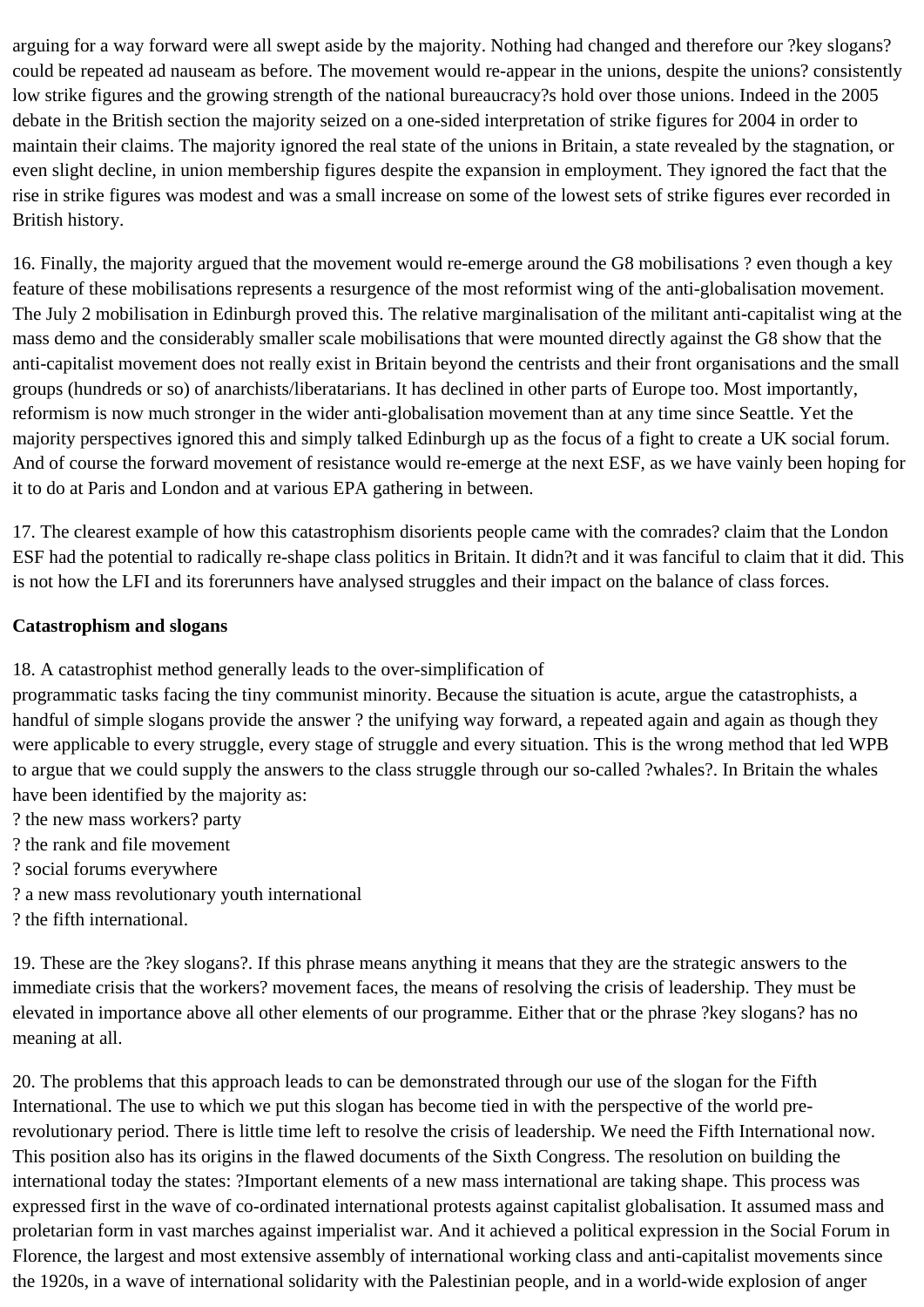arguing for a way forward were all swept aside by the majority. Nothing had changed and therefore our ?key slogans? could be repeated ad nauseam as before. The movement would re-appear in the unions, despite the unions? consistently low strike figures and the growing strength of the national bureaucracy?s hold over those unions. Indeed in the 2005 debate in the British section the majority seized on a one-sided interpretation of strike figures for 2004 in order to maintain their claims. The majority ignored the real state of the unions in Britain, a state revealed by the stagnation, or even slight decline, in union membership figures despite the expansion in employment. They ignored the fact that the rise in strike figures was modest and was a small increase on some of the lowest sets of strike figures ever recorded in British history.

16. Finally, the majority argued that the movement would re-emerge around the G8 mobilisations ? even though a key feature of these mobilisations represents a resurgence of the most reformist wing of the anti-globalisation movement. The July 2 mobilisation in Edinburgh proved this. The relative marginalisation of the militant anti-capitalist wing at the mass demo and the considerably smaller scale mobilisations that were mounted directly against the G8 show that the anti-capitalist movement does not really exist in Britain beyond the centrists and their front organisations and the small groups (hundreds or so) of anarchists/liberatarians. It has declined in other parts of Europe too. Most importantly, reformism is now much stronger in the wider anti-globalisation movement than at any time since Seattle. Yet the majority perspectives ignored this and simply talked Edinburgh up as the focus of a fight to create a UK social forum. And of course the forward movement of resistance would re-emerge at the next ESF, as we have vainly been hoping for it to do at Paris and London and at various EPA gathering in between.

17. The clearest example of how this catastrophism disorients people came with the comrades? claim that the London ESF had the potential to radically re-shape class politics in Britain. It didn?t and it was fanciful to claim that it did. This is not how the LFI and its forerunners have analysed struggles and their impact on the balance of class forces.

**Catastrophism and slogans**

18. A catastrophist method generally leads to the over-simplification of programmatic tasks facing the tiny communist minority. Because the situation is acute, argue the catastrophists, a handful of simple slogans provide the answer ? the unifying way forward, a repeated again and again as though they were applicable to every struggle, every stage of struggle and every situation. This is the wrong method that led WPB to argue that we could supply the answers to the class struggle through our so-called ?whales?. In Britain the whales have been identified by the majority as:
? the new mass workers? party
? the rank and file movement
? social forums everywhere
? a new mass revolutionary youth international
? the fifth international.

19. These are the ?key slogans?. If this phrase means anything it means that they are the strategic answers to the immediate crisis that the workers? movement faces, the means of resolving the crisis of leadership. They must be elevated in importance above all other elements of our programme. Either that or the phrase ?key slogans? has no meaning at all.

20. The problems that this approach leads to can be demonstrated through our use of the slogan for the Fifth International. The use to which we put this slogan has become tied in with the perspective of the world pre-revolutionary period. There is little time left to resolve the crisis of leadership. We need the Fifth International now. This position also has its origins in the flawed documents of the Sixth Congress. The resolution on building the international today the states: ?Important elements of a new mass international are taking shape. This process was expressed first in the wave of co-ordinated international protests against capitalist globalisation. It assumed mass and proletarian form in vast marches against imperialist war. And it achieved a political expression in the Social Forum in Florence, the largest and most extensive assembly of international working class and anti-capitalist movements since the 1920s, in a wave of international solidarity with the Palestinian people, and in a world-wide explosion of anger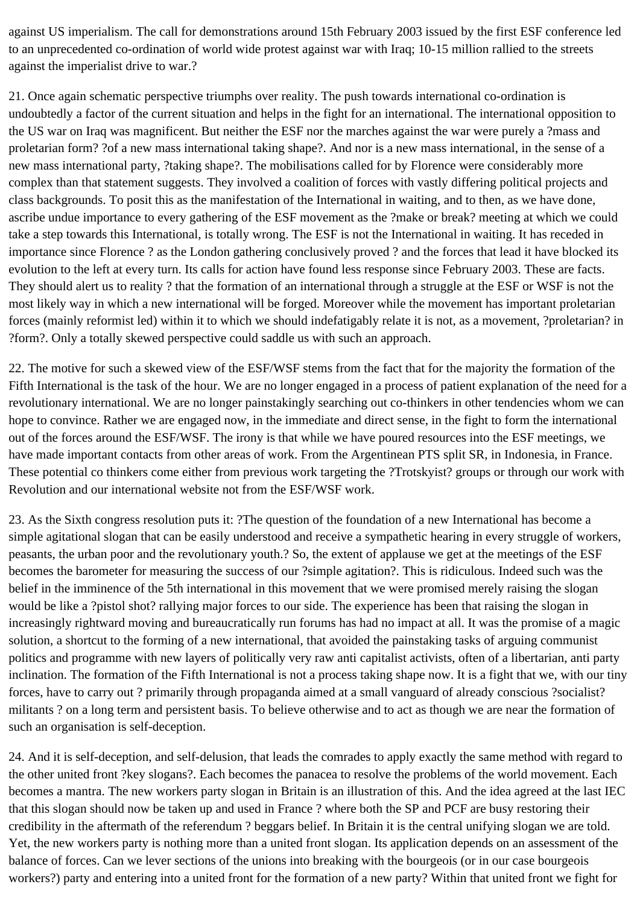against US imperialism. The call for demonstrations around 15th February 2003 issued by the first ESF conference led to an unprecedented co-ordination of world wide protest against war with Iraq; 10-15 million rallied to the streets against the imperialist drive to war.?

21. Once again schematic perspective triumphs over reality. The push towards international co-ordination is undoubtedly a factor of the current situation and helps in the fight for an international. The international opposition to the US war on Iraq was magnificent. But neither the ESF nor the marches against the war were purely a ?mass and proletarian form? ?of a new mass international taking shape?. And nor is a new mass international, in the sense of a new mass international party, ?taking shape?. The mobilisations called for by Florence were considerably more complex than that statement suggests. They involved a coalition of forces with vastly differing political projects and class backgrounds. To posit this as the manifestation of the International in waiting, and to then, as we have done, ascribe undue importance to every gathering of the ESF movement as the ?make or break? meeting at which we could take a step towards this International, is totally wrong. The ESF is not the International in waiting. It has receded in importance since Florence ? as the London gathering conclusively proved ? and the forces that lead it have blocked its evolution to the left at every turn. Its calls for action have found less response since February 2003. These are facts. They should alert us to reality ? that the formation of an international through a struggle at the ESF or WSF is not the most likely way in which a new international will be forged. Moreover while the movement has important proletarian forces (mainly reformist led) within it to which we should indefatigably relate it is not, as a movement, ?proletarian? in ?form?. Only a totally skewed perspective could saddle us with such an approach.

22. The motive for such a skewed view of the ESF/WSF stems from the fact that for the majority the formation of the Fifth International is the task of the hour. We are no longer engaged in a process of patient explanation of the need for a revolutionary international. We are no longer painstakingly searching out co-thinkers in other tendencies whom we can hope to convince. Rather we are engaged now, in the immediate and direct sense, in the fight to form the international out of the forces around the ESF/WSF. The irony is that while we have poured resources into the ESF meetings, we have made important contacts from other areas of work. From the Argentinean PTS split SR, in Indonesia, in France. These potential co thinkers come either from previous work targeting the ?Trotskyist? groups or through our work with Revolution and our international website not from the ESF/WSF work.

23. As the Sixth congress resolution puts it: ?The question of the foundation of a new International has become a simple agitational slogan that can be easily understood and receive a sympathetic hearing in every struggle of workers, peasants, the urban poor and the revolutionary youth.? So, the extent of applause we get at the meetings of the ESF becomes the barometer for measuring the success of our ?simple agitation?. This is ridiculous. Indeed such was the belief in the imminence of the 5th international in this movement that we were promised merely raising the slogan would be like a ?pistol shot? rallying major forces to our side. The experience has been that raising the slogan in increasingly rightward moving and bureaucratically run forums has had no impact at all. It was the promise of a magic solution, a shortcut to the forming of a new international, that avoided the painstaking tasks of arguing communist politics and programme with new layers of politically very raw anti capitalist activists, often of a libertarian, anti party inclination. The formation of the Fifth International is not a process taking shape now. It is a fight that we, with our tiny forces, have to carry out ? primarily through propaganda aimed at a small vanguard of already conscious ?socialist? militants ? on a long term and persistent basis. To believe otherwise and to act as though we are near the formation of such an organisation is self-deception.

24. And it is self-deception, and self-delusion, that leads the comrades to apply exactly the same method with regard to the other united front ?key slogans?. Each becomes the panacea to resolve the problems of the world movement. Each becomes a mantra. The new workers party slogan in Britain is an illustration of this. And the idea agreed at the last IEC that this slogan should now be taken up and used in France ? where both the SP and PCF are busy restoring their credibility in the aftermath of the referendum ? beggars belief. In Britain it is the central unifying slogan we are told. Yet, the new workers party is nothing more than a united front slogan. Its application depends on an assessment of the balance of forces. Can we lever sections of the unions into breaking with the bourgeois (or in our case bourgeois workers?) party and entering into a united front for the formation of a new party? Within that united front we fight for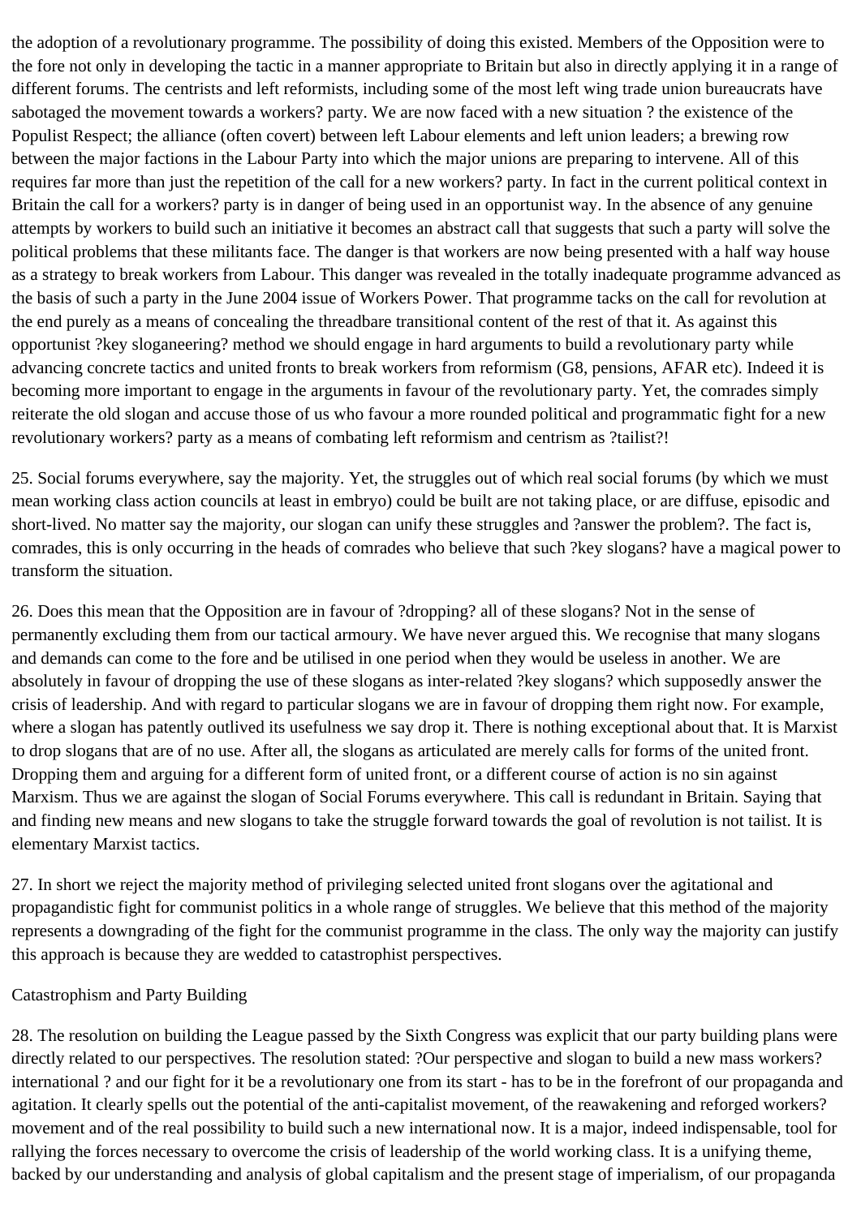the adoption of a revolutionary programme. The possibility of doing this existed. Members of the Opposition were to the fore not only in developing the tactic in a manner appropriate to Britain but also in directly applying it in a range of different forums. The centrists and left reformists, including some of the most left wing trade union bureaucrats have sabotaged the movement towards a workers? party. We are now faced with a new situation ? the existence of the Populist Respect; the alliance (often covert) between left Labour elements and left union leaders; a brewing row between the major factions in the Labour Party into which the major unions are preparing to intervene. All of this requires far more than just the repetition of the call for a new workers? party. In fact in the current political context in Britain the call for a workers? party is in danger of being used in an opportunist way. In the absence of any genuine attempts by workers to build such an initiative it becomes an abstract call that suggests that such a party will solve the political problems that these militants face. The danger is that workers are now being presented with a half way house as a strategy to break workers from Labour. This danger was revealed in the totally inadequate programme advanced as the basis of such a party in the June 2004 issue of Workers Power. That programme tacks on the call for revolution at the end purely as a means of concealing the threadbare transitional content of the rest of that it. As against this opportunist ?key sloganeering? method we should engage in hard arguments to build a revolutionary party while advancing concrete tactics and united fronts to break workers from reformism (G8, pensions, AFAR etc). Indeed it is becoming more important to engage in the arguments in favour of the revolutionary party. Yet, the comrades simply reiterate the old slogan and accuse those of us who favour a more rounded political and programmatic fight for a new revolutionary workers? party as a means of combating left reformism and centrism as ?tailist?!

25. Social forums everywhere, say the majority. Yet, the struggles out of which real social forums (by which we must mean working class action councils at least in embryo) could be built are not taking place, or are diffuse, episodic and short-lived. No matter say the majority, our slogan can unify these struggles and ?answer the problem?. The fact is, comrades, this is only occurring in the heads of comrades who believe that such ?key slogans? have a magical power to transform the situation.

26. Does this mean that the Opposition are in favour of ?dropping? all of these slogans? Not in the sense of permanently excluding them from our tactical armoury. We have never argued this. We recognise that many slogans and demands can come to the fore and be utilised in one period when they would be useless in another. We are absolutely in favour of dropping the use of these slogans as inter-related ?key slogans? which supposedly answer the crisis of leadership. And with regard to particular slogans we are in favour of dropping them right now. For example, where a slogan has patently outlived its usefulness we say drop it. There is nothing exceptional about that. It is Marxist to drop slogans that are of no use. After all, the slogans as articulated are merely calls for forms of the united front. Dropping them and arguing for a different form of united front, or a different course of action is no sin against Marxism. Thus we are against the slogan of Social Forums everywhere. This call is redundant in Britain. Saying that and finding new means and new slogans to take the struggle forward towards the goal of revolution is not tailist. It is elementary Marxist tactics.

27. In short we reject the majority method of privileging selected united front slogans over the agitational and propagandistic fight for communist politics in a whole range of struggles. We believe that this method of the majority represents a downgrading of the fight for the communist programme in the class. The only way the majority can justify this approach is because they are wedded to catastrophist perspectives.

## Catastrophism and Party Building

28. The resolution on building the League passed by the Sixth Congress was explicit that our party building plans were directly related to our perspectives. The resolution stated: ?Our perspective and slogan to build a new mass workers? international ? and our fight for it be a revolutionary one from its start - has to be in the forefront of our propaganda and agitation. It clearly spells out the potential of the anti-capitalist movement, of the reawakening and reforged workers? movement and of the real possibility to build such a new international now. It is a major, indeed indispensable, tool for rallying the forces necessary to overcome the crisis of leadership of the world working class. It is a unifying theme, backed by our understanding and analysis of global capitalism and the present stage of imperialism, of our propaganda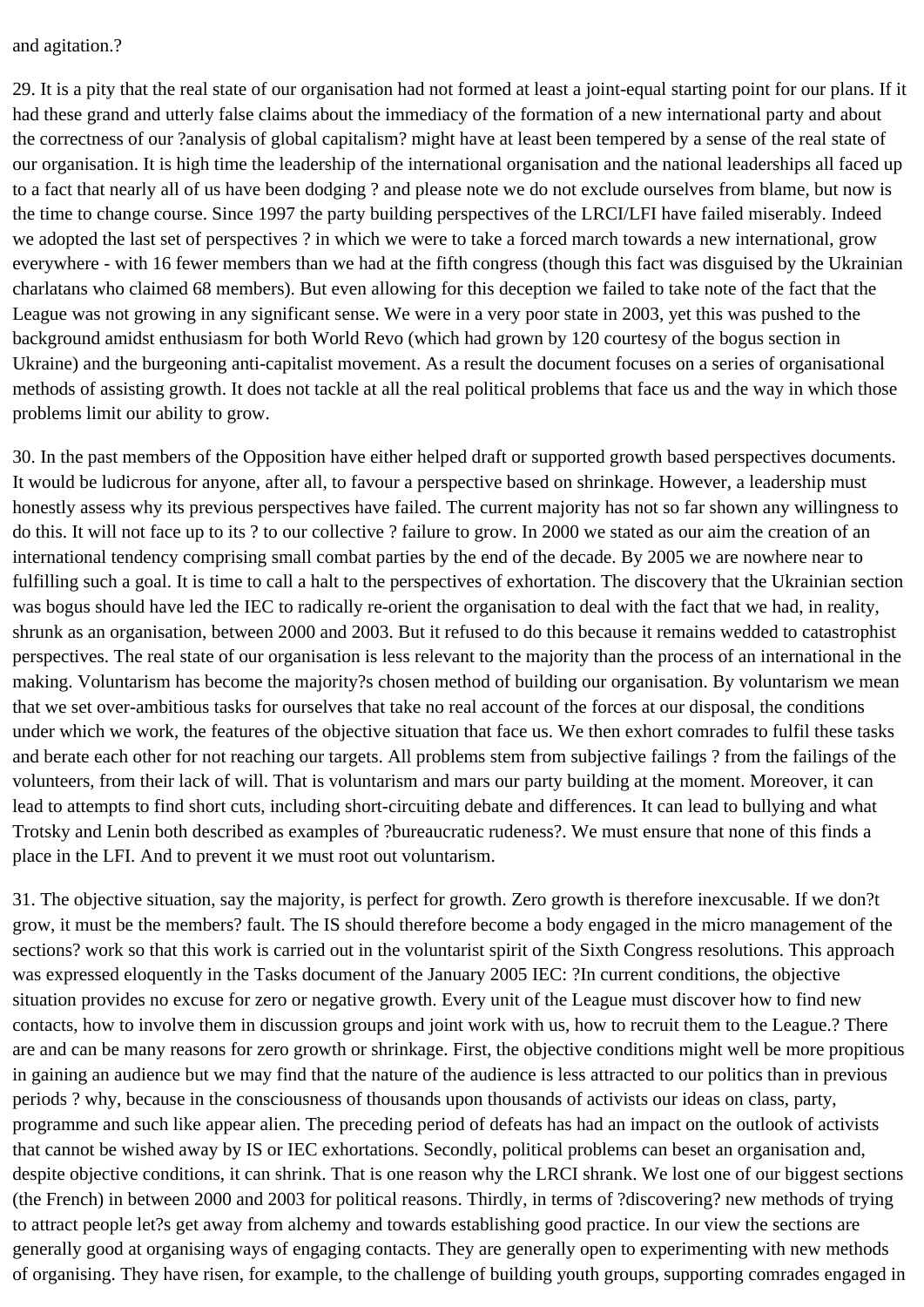and agitation.?

29. It is a pity that the real state of our organisation had not formed at least a joint-equal starting point for our plans. If it had these grand and utterly false claims about the immediacy of the formation of a new international party and about the correctness of our ?analysis of global capitalism? might have at least been tempered by a sense of the real state of our organisation. It is high time the leadership of the international organisation and the national leaderships all faced up to a fact that nearly all of us have been dodging ? and please note we do not exclude ourselves from blame, but now is the time to change course. Since 1997 the party building perspectives of the LRCI/LFI have failed miserably. Indeed we adopted the last set of perspectives ? in which we were to take a forced march towards a new international, grow everywhere - with 16 fewer members than we had at the fifth congress (though this fact was disguised by the Ukrainian charlatans who claimed 68 members). But even allowing for this deception we failed to take note of the fact that the League was not growing in any significant sense. We were in a very poor state in 2003, yet this was pushed to the background amidst enthusiasm for both World Revo (which had grown by 120 courtesy of the bogus section in Ukraine) and the burgeoning anti-capitalist movement. As a result the document focuses on a series of organisational methods of assisting growth. It does not tackle at all the real political problems that face us and the way in which those problems limit our ability to grow.

30. In the past members of the Opposition have either helped draft or supported growth based perspectives documents. It would be ludicrous for anyone, after all, to favour a perspective based on shrinkage. However, a leadership must honestly assess why its previous perspectives have failed. The current majority has not so far shown any willingness to do this. It will not face up to its ? to our collective ? failure to grow. In 2000 we stated as our aim the creation of an international tendency comprising small combat parties by the end of the decade. By 2005 we are nowhere near to fulfilling such a goal. It is time to call a halt to the perspectives of exhortation. The discovery that the Ukrainian section was bogus should have led the IEC to radically re-orient the organisation to deal with the fact that we had, in reality, shrunk as an organisation, between 2000 and 2003. But it refused to do this because it remains wedded to catastrophist perspectives. The real state of our organisation is less relevant to the majority than the process of an international in the making. Voluntarism has become the majority?s chosen method of building our organisation. By voluntarism we mean that we set over-ambitious tasks for ourselves that take no real account of the forces at our disposal, the conditions under which we work, the features of the objective situation that face us. We then exhort comrades to fulfil these tasks and berate each other for not reaching our targets. All problems stem from subjective failings ? from the failings of the volunteers, from their lack of will. That is voluntarism and mars our party building at the moment. Moreover, it can lead to attempts to find short cuts, including short-circuiting debate and differences. It can lead to bullying and what Trotsky and Lenin both described as examples of ?bureaucratic rudeness?. We must ensure that none of this finds a place in the LFI. And to prevent it we must root out voluntarism.

31. The objective situation, say the majority, is perfect for growth. Zero growth is therefore inexcusable. If we don?t grow, it must be the members? fault. The IS should therefore become a body engaged in the micro management of the sections? work so that this work is carried out in the voluntarist spirit of the Sixth Congress resolutions. This approach was expressed eloquently in the Tasks document of the January 2005 IEC: ?In current conditions, the objective situation provides no excuse for zero or negative growth. Every unit of the League must discover how to find new contacts, how to involve them in discussion groups and joint work with us, how to recruit them to the League.? There are and can be many reasons for zero growth or shrinkage. First, the objective conditions might well be more propitious in gaining an audience but we may find that the nature of the audience is less attracted to our politics than in previous periods ? why, because in the consciousness of thousands upon thousands of activists our ideas on class, party, programme and such like appear alien. The preceding period of defeats has had an impact on the outlook of activists that cannot be wished away by IS or IEC exhortations. Secondly, political problems can beset an organisation and, despite objective conditions, it can shrink. That is one reason why the LRCI shrank. We lost one of our biggest sections (the French) in between 2000 and 2003 for political reasons. Thirdly, in terms of ?discovering? new methods of trying to attract people let?s get away from alchemy and towards establishing good practice. In our view the sections are generally good at organising ways of engaging contacts. They are generally open to experimenting with new methods of organising. They have risen, for example, to the challenge of building youth groups, supporting comrades engaged in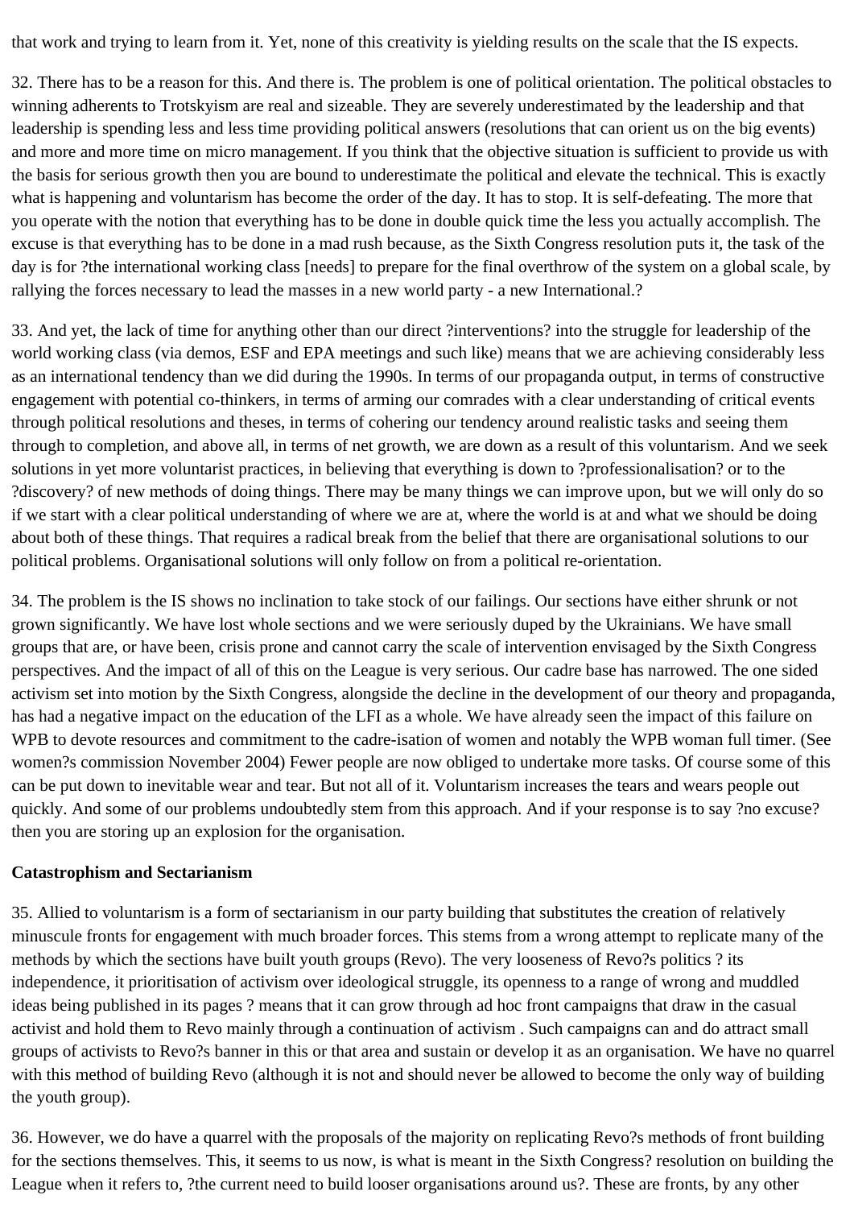that work and trying to learn from it. Yet, none of this creativity is yielding results on the scale that the IS expects.

32. There has to be a reason for this. And there is. The problem is one of political orientation. The political obstacles to winning adherents to Trotskyism are real and sizeable. They are severely underestimated by the leadership and that leadership is spending less and less time providing political answers (resolutions that can orient us on the big events) and more and more time on micro management. If you think that the objective situation is sufficient to provide us with the basis for serious growth then you are bound to underestimate the political and elevate the technical. This is exactly what is happening and voluntarism has become the order of the day. It has to stop. It is self-defeating. The more that you operate with the notion that everything has to be done in double quick time the less you actually accomplish. The excuse is that everything has to be done in a mad rush because, as the Sixth Congress resolution puts it, the task of the day is for ?the international working class [needs] to prepare for the final overthrow of the system on a global scale, by rallying the forces necessary to lead the masses in a new world party - a new International.?

33. And yet, the lack of time for anything other than our direct ?interventions? into the struggle for leadership of the world working class (via demos, ESF and EPA meetings and such like) means that we are achieving considerably less as an international tendency than we did during the 1990s. In terms of our propaganda output, in terms of constructive engagement with potential co-thinkers, in terms of arming our comrades with a clear understanding of critical events through political resolutions and theses, in terms of cohering our tendency around realistic tasks and seeing them through to completion, and above all, in terms of net growth, we are down as a result of this voluntarism. And we seek solutions in yet more voluntarist practices, in believing that everything is down to ?professionalisation? or to the ?discovery? of new methods of doing things. There may be many things we can improve upon, but we will only do so if we start with a clear political understanding of where we are at, where the world is at and what we should be doing about both of these things. That requires a radical break from the belief that there are organisational solutions to our political problems. Organisational solutions will only follow on from a political re-orientation.

34. The problem is the IS shows no inclination to take stock of our failings. Our sections have either shrunk or not grown significantly. We have lost whole sections and we were seriously duped by the Ukrainians. We have small groups that are, or have been, crisis prone and cannot carry the scale of intervention envisaged by the Sixth Congress perspectives. And the impact of all of this on the League is very serious. Our cadre base has narrowed. The one sided activism set into motion by the Sixth Congress, alongside the decline in the development of our theory and propaganda, has had a negative impact on the education of the LFI as a whole. We have already seen the impact of this failure on WPB to devote resources and commitment to the cadre-isation of women and notably the WPB woman full timer. (See women?s commission November 2004) Fewer people are now obliged to undertake more tasks. Of course some of this can be put down to inevitable wear and tear. But not all of it. Voluntarism increases the tears and wears people out quickly. And some of our problems undoubtedly stem from this approach. And if your response is to say ?no excuse? then you are storing up an explosion for the organisation.

**Catastrophism and Sectarianism**

35. Allied to voluntarism is a form of sectarianism in our party building that substitutes the creation of relatively minuscule fronts for engagement with much broader forces. This stems from a wrong attempt to replicate many of the methods by which the sections have built youth groups (Revo). The very looseness of Revo?s politics ? its independence, it prioritisation of activism over ideological struggle, its openness to a range of wrong and muddled ideas being published in its pages ? means that it can grow through ad hoc front campaigns that draw in the casual activist and hold them to Revo mainly through a continuation of activism . Such campaigns can and do attract small groups of activists to Revo?s banner in this or that area and sustain or develop it as an organisation. We have no quarrel with this method of building Revo (although it is not and should never be allowed to become the only way of building the youth group).

36. However, we do have a quarrel with the proposals of the majority on replicating Revo?s methods of front building for the sections themselves. This, it seems to us now, is what is meant in the Sixth Congress? resolution on building the League when it refers to, ?the current need to build looser organisations around us?. These are fronts, by any other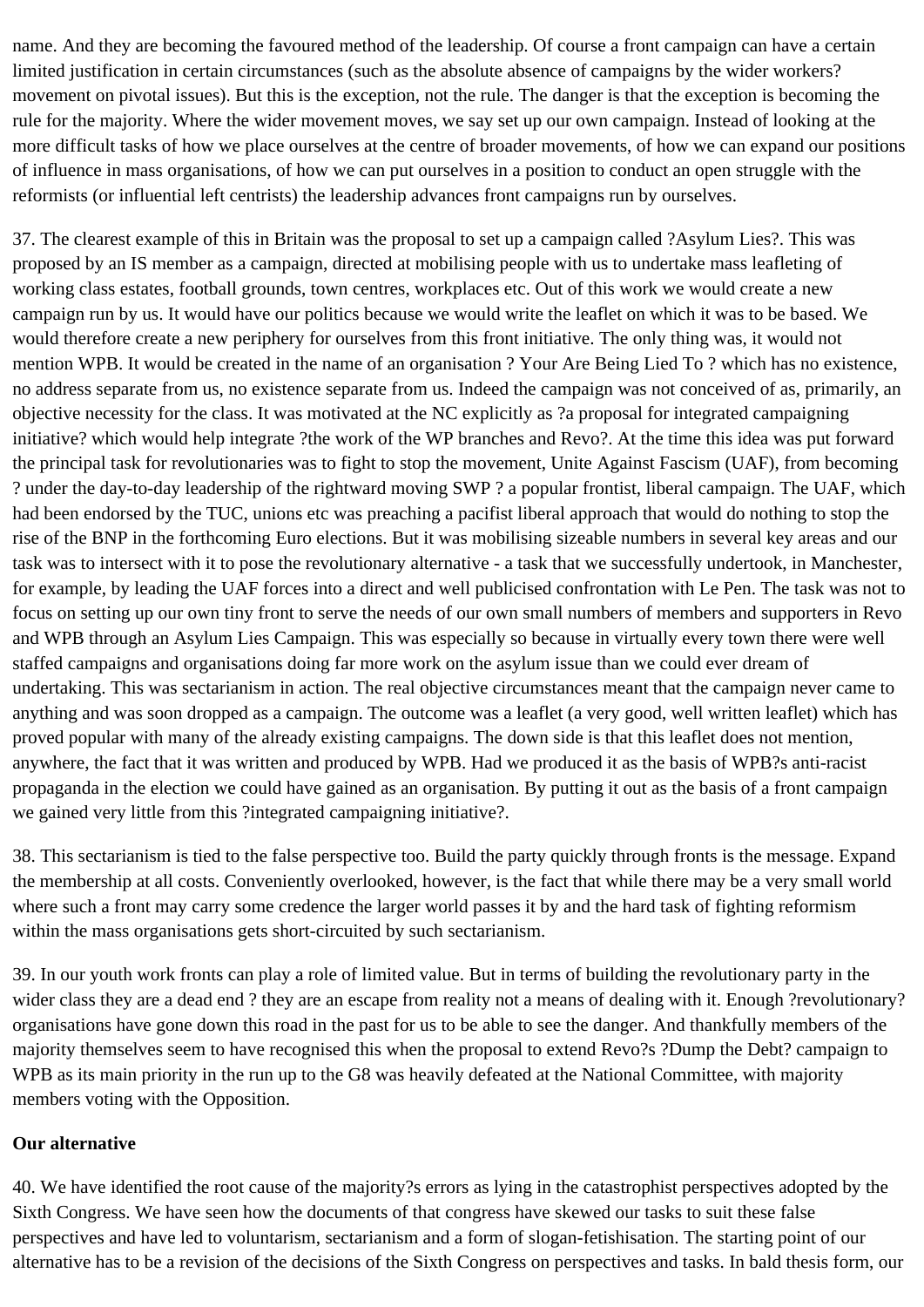name. And they are becoming the favoured method of the leadership. Of course a front campaign can have a certain limited justification in certain circumstances (such as the absolute absence of campaigns by the wider workers? movement on pivotal issues). But this is the exception, not the rule. The danger is that the exception is becoming the rule for the majority. Where the wider movement moves, we say set up our own campaign. Instead of looking at the more difficult tasks of how we place ourselves at the centre of broader movements, of how we can expand our positions of influence in mass organisations, of how we can put ourselves in a position to conduct an open struggle with the reformists (or influential left centrists) the leadership advances front campaigns run by ourselves.

37. The clearest example of this in Britain was the proposal to set up a campaign called ?Asylum Lies?. This was proposed by an IS member as a campaign, directed at mobilising people with us to undertake mass leafleting of working class estates, football grounds, town centres, workplaces etc. Out of this work we would create a new campaign run by us. It would have our politics because we would write the leaflet on which it was to be based. We would therefore create a new periphery for ourselves from this front initiative. The only thing was, it would not mention WPB. It would be created in the name of an organisation ? Your Are Being Lied To ? which has no existence, no address separate from us, no existence separate from us. Indeed the campaign was not conceived of as, primarily, an objective necessity for the class. It was motivated at the NC explicitly as ?a proposal for integrated campaigning initiative? which would help integrate ?the work of the WP branches and Revo?. At the time this idea was put forward the principal task for revolutionaries was to fight to stop the movement, Unite Against Fascism (UAF), from becoming ? under the day-to-day leadership of the rightward moving SWP ? a popular frontist, liberal campaign. The UAF, which had been endorsed by the TUC, unions etc was preaching a pacifist liberal approach that would do nothing to stop the rise of the BNP in the forthcoming Euro elections. But it was mobilising sizeable numbers in several key areas and our task was to intersect with it to pose the revolutionary alternative - a task that we successfully undertook, in Manchester, for example, by leading the UAF forces into a direct and well publicised confrontation with Le Pen. The task was not to focus on setting up our own tiny front to serve the needs of our own small numbers of members and supporters in Revo and WPB through an Asylum Lies Campaign. This was especially so because in virtually every town there were well staffed campaigns and organisations doing far more work on the asylum issue than we could ever dream of undertaking. This was sectarianism in action. The real objective circumstances meant that the campaign never came to anything and was soon dropped as a campaign. The outcome was a leaflet (a very good, well written leaflet) which has proved popular with many of the already existing campaigns. The down side is that this leaflet does not mention, anywhere, the fact that it was written and produced by WPB. Had we produced it as the basis of WPB?s anti-racist propaganda in the election we could have gained as an organisation. By putting it out as the basis of a front campaign we gained very little from this ?integrated campaigning initiative?.

38. This sectarianism is tied to the false perspective too. Build the party quickly through fronts is the message. Expand the membership at all costs. Conveniently overlooked, however, is the fact that while there may be a very small world where such a front may carry some credence the larger world passes it by and the hard task of fighting reformism within the mass organisations gets short-circuited by such sectarianism.

39. In our youth work fronts can play a role of limited value. But in terms of building the revolutionary party in the wider class they are a dead end ? they are an escape from reality not a means of dealing with it. Enough ?revolutionary? organisations have gone down this road in the past for us to be able to see the danger. And thankfully members of the majority themselves seem to have recognised this when the proposal to extend Revo?s ?Dump the Debt? campaign to WPB as its main priority in the run up to the G8 was heavily defeated at the National Committee, with majority members voting with the Opposition.

**Our alternative**

40. We have identified the root cause of the majority?s errors as lying in the catastrophist perspectives adopted by the Sixth Congress. We have seen how the documents of that congress have skewed our tasks to suit these false perspectives and have led to voluntarism, sectarianism and a form of slogan-fetishisation. The starting point of our alternative has to be a revision of the decisions of the Sixth Congress on perspectives and tasks. In bald thesis form, our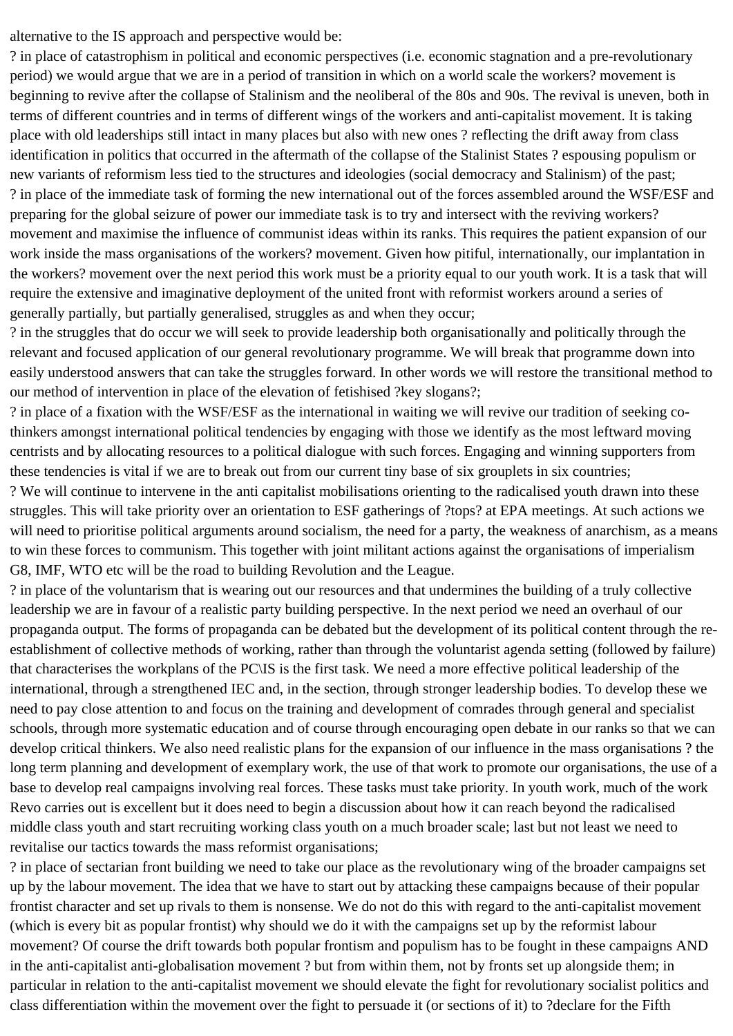alternative to the IS approach and perspective would be:

- ? in place of catastrophism in political and economic perspectives (i.e. economic stagnation and a pre-revolutionary period) we would argue that we are in a period of transition in which on a world scale the workers? movement is beginning to revive after the collapse of Stalinism and the neoliberal of the 80s and 90s. The revival is uneven, both in terms of different countries and in terms of different wings of the workers and anti-capitalist movement. It is taking place with old leaderships still intact in many places but also with new ones ? reflecting the drift away from class identification in politics that occurred in the aftermath of the collapse of the Stalinist States ? espousing populism or new variants of reformism less tied to the structures and ideologies (social democracy and Stalinism) of the past;
- ? in place of the immediate task of forming the new international out of the forces assembled around the WSF/ESF and preparing for the global seizure of power our immediate task is to try and intersect with the reviving workers? movement and maximise the influence of communist ideas within its ranks. This requires the patient expansion of our work inside the mass organisations of the workers? movement. Given how pitiful, internationally, our implantation in the workers? movement over the next period this work must be a priority equal to our youth work. It is a task that will require the extensive and imaginative deployment of the united front with reformist workers around a series of generally partially, but partially generalised, struggles as and when they occur;
- ? in the struggles that do occur we will seek to provide leadership both organisationally and politically through the relevant and focused application of our general revolutionary programme. We will break that programme down into easily understood answers that can take the struggles forward. In other words we will restore the transitional method to our method of intervention in place of the elevation of fetishised ?key slogans?;
- ? in place of a fixation with the WSF/ESF as the international in waiting we will revive our tradition of seeking co-thinkers amongst international political tendencies by engaging with those we identify as the most leftward moving centrists and by allocating resources to a political dialogue with such forces. Engaging and winning supporters from these tendencies is vital if we are to break out from our current tiny base of six grouplets in six countries;
- ? We will continue to intervene in the anti capitalist mobilisations orienting to the radicalised youth drawn into these struggles. This will take priority over an orientation to ESF gatherings of ?tops? at EPA meetings. At such actions we will need to prioritise political arguments around socialism, the need for a party, the weakness of anarchism, as a means to win these forces to communism. This together with joint militant actions against the organisations of imperialism G8, IMF, WTO etc will be the road to building Revolution and the League.
- ? in place of the voluntarism that is wearing out our resources and that undermines the building of a truly collective leadership we are in favour of a realistic party building perspective. In the next period we need an overhaul of our propaganda output. The forms of propaganda can be debated but the development of its political content through the re-establishment of collective methods of working, rather than through the voluntarist agenda setting (followed by failure) that characterises the workplans of the PC\IS is the first task. We need a more effective political leadership of the international, through a strengthened IEC and, in the section, through stronger leadership bodies. To develop these we need to pay close attention to and focus on the training and development of comrades through general and specialist schools, through more systematic education and of course through encouraging open debate in our ranks so that we can develop critical thinkers. We also need realistic plans for the expansion of our influence in the mass organisations ? the long term planning and development of exemplary work, the use of that work to promote our organisations, the use of a base to develop real campaigns involving real forces. These tasks must take priority. In youth work, much of the work Revo carries out is excellent but it does need to begin a discussion about how it can reach beyond the radicalised middle class youth and start recruiting working class youth on a much broader scale; last but not least we need to revitalise our tactics towards the mass reformist organisations;
- ? in place of sectarian front building we need to take our place as the revolutionary wing of the broader campaigns set up by the labour movement. The idea that we have to start out by attacking these campaigns because of their popular frontist character and set up rivals to them is nonsense. We do not do this with regard to the anti-capitalist movement (which is every bit as popular frontist) why should we do it with the campaigns set up by the reformist labour movement? Of course the drift towards both popular frontism and populism has to be fought in these campaigns AND in the anti-capitalist anti-globalisation movement ? but from within them, not by fronts set up alongside them; in particular in relation to the anti-capitalist movement we should elevate the fight for revolutionary socialist politics and class differentiation within the movement over the fight to persuade it (or sections of it) to ?declare for the Fifth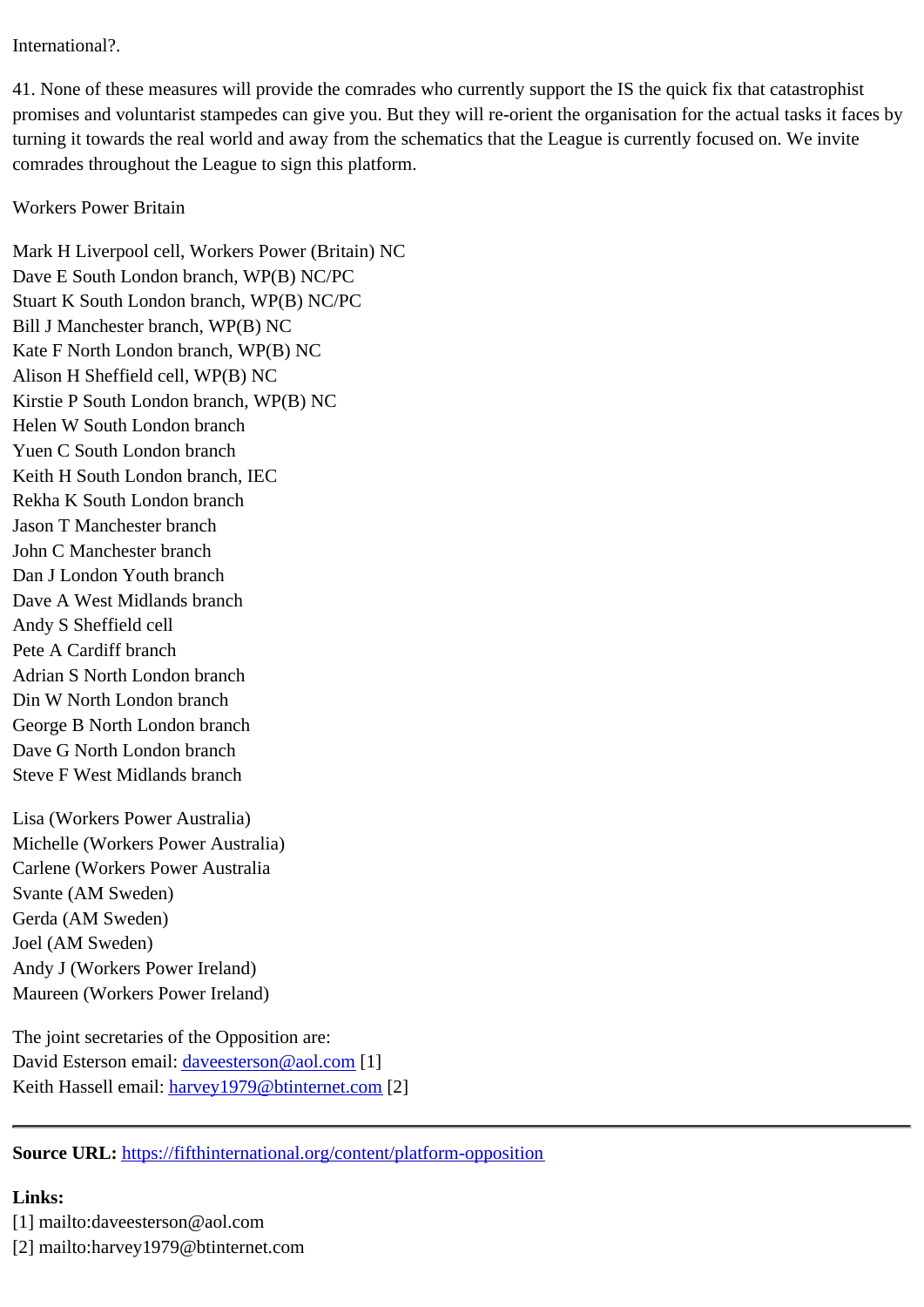International?.

41. None of these measures will provide the comrades who currently support the IS the quick fix that catastrophist promises and voluntarist stampedes can give you. But they will re-orient the organisation for the actual tasks it faces by turning it towards the real world and away from the schematics that the League is currently focused on. We invite comrades throughout the League to sign this platform.

Workers Power Britain

Mark H Liverpool cell, Workers Power (Britain) NC
Dave E South London branch, WP(B) NC/PC
Stuart K South London branch, WP(B) NC/PC
Bill J Manchester branch, WP(B) NC
Kate F North London branch, WP(B) NC
Alison H Sheffield cell, WP(B) NC
Kirstie P South London branch, WP(B) NC
Helen W South London branch
Yuen C South London branch
Keith H South London branch, IEC
Rekha K South London branch
Jason T Manchester branch
John C Manchester branch
Dan J London Youth branch
Dave A West Midlands branch
Andy S Sheffield cell
Pete A Cardiff branch
Adrian S North London branch
Din W North London branch
George B North London branch
Dave G North London branch
Steve F West Midlands branch

Lisa (Workers Power Australia)
Michelle (Workers Power Australia)
Carlene (Workers Power Australia
Svante (AM Sweden)
Gerda (AM Sweden)
Joel (AM Sweden)
Andy J (Workers Power Ireland)
Maureen (Workers Power Ireland)

The joint secretaries of the Opposition are:
David Esterson email: daveesterson@aol.com [1]
Keith Hassell email: harvey1979@btinternet.com [2]

---

**Source URL:** https://fifthinternational.org/content/platform-opposition

**Links:**
[1] mailto:daveesterson@aol.com
[2] mailto:harvey1979@btinternet.com